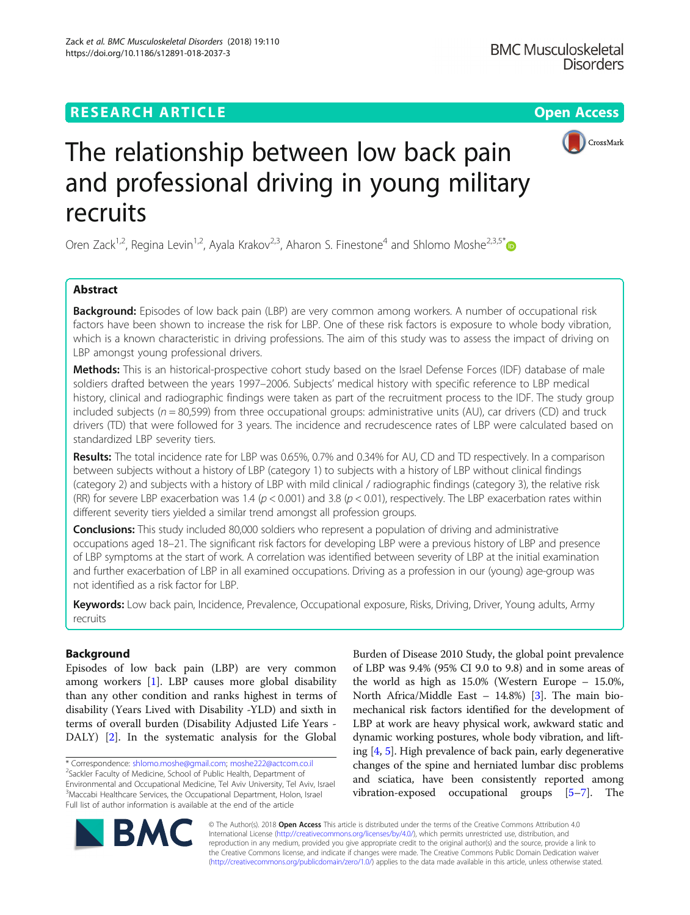# The relationship between low back pain and professional driving in young military recruits

Oren Zack[1,2], Regina Levin[1,2], Ayala Krakov[2,3], Aharon S. Finestone[4] and Shlomo Moshe[2,3,5*]

## Abstract

**Background:** Episodes of low back pain (LBP) are very common among workers. A number of occupational risk factors have been shown to increase the risk for LBP. One of these risk factors is exposure to whole body vibration, which is a known characteristic in driving professions. The aim of this study was to assess the impact of driving on LBP amongst young professional drivers.

**Methods:** This is an historical-prospective cohort study based on the Israel Defense Forces (IDF) database of male soldiers drafted between the years 1997–2006. Subjects' medical history with specific reference to LBP medical history, clinical and radiographic findings were taken as part of the recruitment process to the IDF. The study group included subjects ($n = 80,599$) from three occupational groups: administrative units (AU), car drivers (CD) and truck drivers (TD) that were followed for 3 years. The incidence and recrudescence rates of LBP were calculated based on standardized LBP severity tiers.

**Results:** The total incidence rate for LBP was 0.65%, 0.7% and 0.34% for AU, CD and TD respectively. In a comparison between subjects without a history of LBP (category 1) to subjects with a history of LBP without clinical findings (category 2) and subjects with a history of LBP with mild clinical / radiographic findings (category 3), the relative risk (RR) for severe LBP exacerbation was 1.4 ($p < 0.001$) and 3.8 ($p < 0.01$), respectively. The LBP exacerbation rates within different severity tiers yielded a similar trend amongst all profession groups.

**Conclusions:** This study included 80,000 soldiers who represent a population of driving and administrative occupations aged 18–21. The significant risk factors for developing LBP were a previous history of LBP and presence of LBP symptoms at the start of work. A correlation was identified between severity of LBP at the initial examination and further exacerbation of LBP in all examined occupations. Driving as a profession in our (young) age-group was not identified as a risk factor for LBP.

**Keywords:** Low back pain, Incidence, Prevalence, Occupational exposure, Risks, Driving, Driver, Young adults, Army recruits

## Background

Episodes of low back pain (LBP) are very common among workers [1]. LBP causes more global disability than any other condition and ranks highest in terms of disability (Years Lived with Disability -YLD) and sixth in terms of overall burden (Disability Adjusted Life Years - DALY) [2]. In the systematic analysis for the Global Burden of Disease 2010 Study, the global point prevalence of LBP was 9.4% (95% CI 9.0 to 9.8) and in some areas of the world as high as 15.0% (Western Europe – 15.0%, North Africa/Middle East – 14.8%) [3]. The main biomechanical risk factors identified for the development of LBP at work are heavy physical work, awkward static and dynamic working postures, whole body vibration, and lifting [4, 5]. High prevalence of back pain, early degenerative changes of the spine and herniated lumbar disc problems and sciatica, have been consistently reported among vibration-exposed occupational groups [5–7]. The

\* Correspondence: shlomo.moshe@gmail.com; moshe222@actcom.co.il
[2]Sackler Faculty of Medicine, School of Public Health, Department of Environmental and Occupational Medicine, Tel Aviv University, Tel Aviv, Israel
[3]Maccabi Healthcare Services, the Occupational Department, Holon, Israel
Full list of author information is available at the end of the article

© The Author(s). 2018 **Open Access** This article is distributed under the terms of the Creative Commons Attribution 4.0 International License (http://creativecommons.org/licenses/by/4.0/), which permits unrestricted use, distribution, and reproduction in any medium, provided you give appropriate credit to the original author(s) and the source, provide a link to the Creative Commons license, and indicate if changes were made. The Creative Commons Public Domain Dedication waiver (http://creativecommons.org/publicdomain/zero/1.0/) applies to the data made available in this article, unless otherwise stated.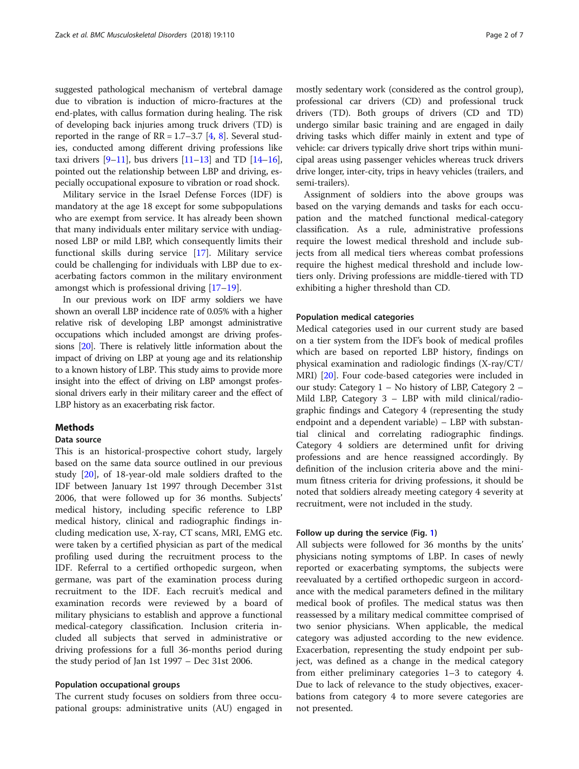suggested pathological mechanism of vertebral damage due to vibration is induction of micro-fractures at the end-plates, with callus formation during healing. The risk of developing back injuries among truck drivers (TD) is reported in the range of RR = 1.7–3.7 [4, 8]. Several studies, conducted among different driving professions like taxi drivers [9–11], bus drivers [11–13] and TD [14–16], pointed out the relationship between LBP and driving, especially occupational exposure to vibration or road shock.

Military service in the Israel Defense Forces (IDF) is mandatory at the age 18 except for some subpopulations who are exempt from service. It has already been shown that many individuals enter military service with undiagnosed LBP or mild LBP, which consequently limits their functional skills during service [17]. Military service could be challenging for individuals with LBP due to exacerbating factors common in the military environment amongst which is professional driving [17–19].

In our previous work on IDF army soldiers we have shown an overall LBP incidence rate of 0.05% with a higher relative risk of developing LBP amongst administrative occupations which included amongst are driving professions [20]. There is relatively little information about the impact of driving on LBP at young age and its relationship to a known history of LBP. This study aims to provide more insight into the effect of driving on LBP amongst professional drivers early in their military career and the effect of LBP history as an exacerbating risk factor.

## Methods

### Data source

This is an historical-prospective cohort study, largely based on the same data source outlined in our previous study [20], of 18-year-old male soldiers drafted to the IDF between January 1st 1997 through December 31st 2006, that were followed up for 36 months. Subjects' medical history, including specific reference to LBP medical history, clinical and radiographic findings including medication use, X-ray, CT scans, MRI, EMG etc. were taken by a certified physician as part of the medical profiling used during the recruitment process to the IDF. Referral to a certified orthopedic surgeon, when germane, was part of the examination process during recruitment to the IDF. Each recruit's medical and examination records were reviewed by a board of military physicians to establish and approve a functional medical-category classification. Inclusion criteria included all subjects that served in administrative or driving professions for a full 36-months period during the study period of Jan 1st 1997 – Dec 31st 2006.

### Population occupational groups

The current study focuses on soldiers from three occupational groups: administrative units (AU) engaged in mostly sedentary work (considered as the control group), professional car drivers (CD) and professional truck drivers (TD). Both groups of drivers (CD and TD) undergo similar basic training and are engaged in daily driving tasks which differ mainly in extent and type of vehicle: car drivers typically drive short trips within municipal areas using passenger vehicles whereas truck drivers drive longer, inter-city, trips in heavy vehicles (trailers, and semi-trailers).

Assignment of soldiers into the above groups was based on the varying demands and tasks for each occupation and the matched functional medical-category classification. As a rule, administrative professions require the lowest medical threshold and include subjects from all medical tiers whereas combat professions require the highest medical threshold and include low-tiers only. Driving professions are middle-tiered with TD exhibiting a higher threshold than CD.

### Population medical categories

Medical categories used in our current study are based on a tier system from the IDF's book of medical profiles which are based on reported LBP history, findings on physical examination and radiologic findings (X-ray/CT/MRI) [20]. Four code-based categories were included in our study: Category 1 – No history of LBP, Category 2 – Mild LBP, Category 3 – LBP with mild clinical/radiographic findings and Category 4 (representing the study endpoint and a dependent variable) – LBP with substantial clinical and correlating radiographic findings. Category 4 soldiers are determined unfit for driving professions and are hence reassigned accordingly. By definition of the inclusion criteria above and the minimum fitness criteria for driving professions, it should be noted that soldiers already meeting category 4 severity at recruitment, were not included in the study.

### Follow up during the service (Fig. 1)

All subjects were followed for 36 months by the units' physicians noting symptoms of LBP. In cases of newly reported or exacerbating symptoms, the subjects were reevaluated by a certified orthopedic surgeon in accordance with the medical parameters defined in the military medical book of profiles. The medical status was then reassessed by a military medical committee comprised of two senior physicians. When applicable, the medical category was adjusted according to the new evidence. Exacerbation, representing the study endpoint per subject, was defined as a change in the medical category from either preliminary categories 1–3 to category 4. Due to lack of relevance to the study objectives, exacerbations from category 4 to more severe categories are not presented.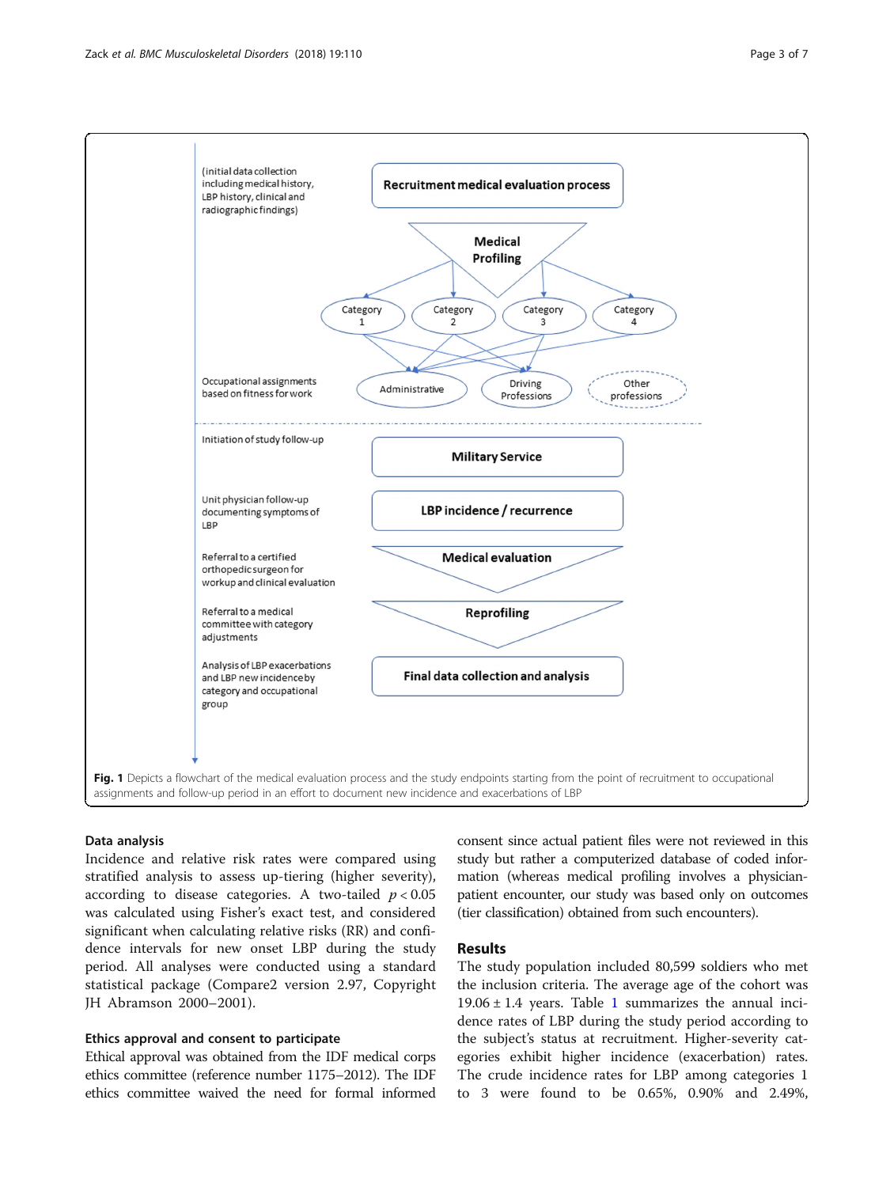Fig. 1 Depicts a flowchart of the medical evaluation process and the study endpoints starting from the point of recruitment to occupational assignments and follow-up period in an effort to document new incidence and exacerbations of LBP

### Data analysis

Incidence and relative risk rates were compared using stratified analysis to assess up-tiering (higher severity), according to disease categories. A two-tailed $p < 0.05$ was calculated using Fisher's exact test, and considered significant when calculating relative risks (RR) and confidence intervals for new onset LBP during the study period. All analyses were conducted using a standard statistical package (Compare2 version 2.97, Copyright JH Abramson 2000–2001).

### Ethics approval and consent to participate

Ethical approval was obtained from the IDF medical corps ethics committee (reference number 1175–2012). The IDF ethics committee waived the need for formal informed consent since actual patient files were not reviewed in this study but rather a computerized database of coded information (whereas medical profiling involves a physician-patient encounter, our study was based only on outcomes (tier classification) obtained from such encounters).

## Results

The study population included 80,599 soldiers who met the inclusion criteria. The average age of the cohort was 19.06 ± 1.4 years. Table 1 summarizes the annual incidence rates of LBP during the study period according to the subject's status at recruitment. Higher-severity categories exhibit higher incidence (exacerbation) rates. The crude incidence rates for LBP among categories 1 to 3 were found to be 0.65%, 0.90% and 2.49%,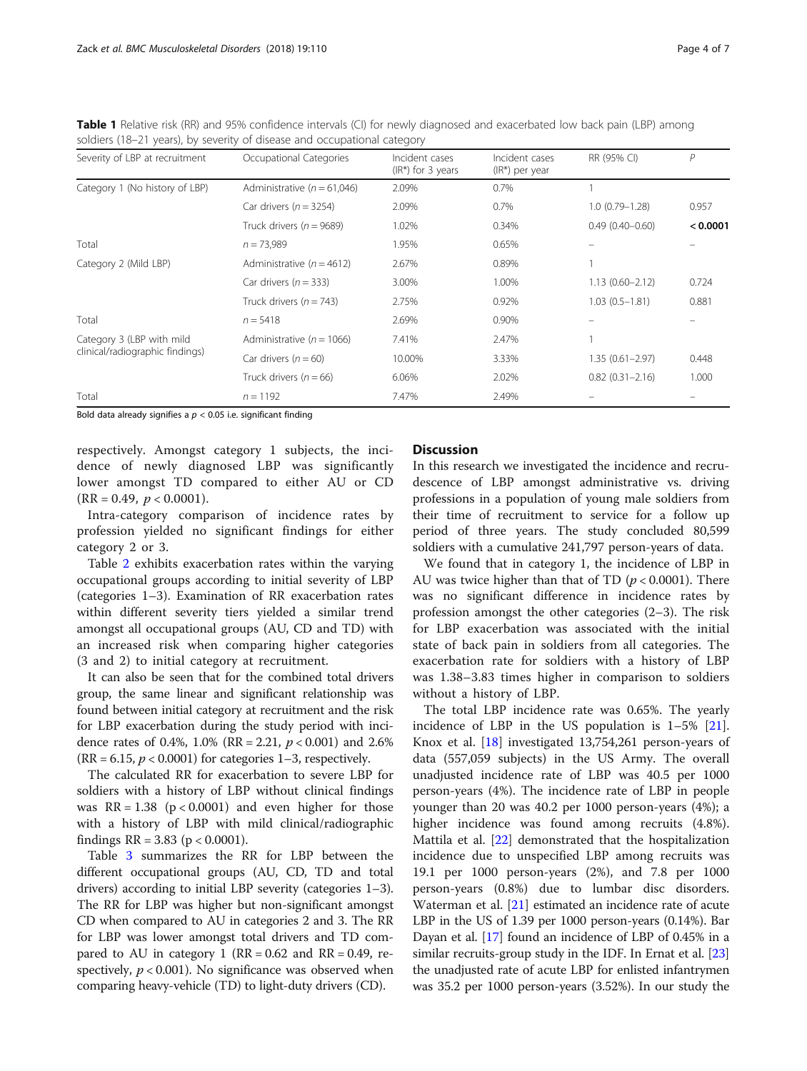**Table 1** Relative risk (RR) and 95% confidence intervals (CI) for newly diagnosed and exacerbated low back pain (LBP) among soldiers (18–21 years), by severity of disease and occupational category

| Severity of LBP at recruitment | Occupational Categories | Incident cases (IR*) for 3 years | Incident cases (IR*) per year | RR (95% CI) | *P* |
|---|---|---|---|---|---|
| Category 1 (No history of LBP) | Administrative ($n = 61,046$) | 2.09% | 0.7% | 1 | |
| | Car drivers ($n = 3254$) | 2.09% | 0.7% | 1.0 (0.79–1.28) | 0.957 |
| | Truck drivers ($n = 9689$) | 1.02% | 0.34% | 0.49 (0.40–0.60) | **< 0.0001** |
| Total | $n = 73,989$ | 1.95% | 0.65% | – | – |
| Category 2 (Mild LBP) | Administrative ($n = 4612$) | 2.67% | 0.89% | 1 | |
| | Car drivers ($n = 333$) | 3.00% | 1.00% | 1.13 (0.60–2.12) | 0.724 |
| | Truck drivers ($n = 743$) | 2.75% | 0.92% | 1.03 (0.5–1.81) | 0.881 |
| Total | $n = 5418$ | 2.69% | 0.90% | – | – |
| Category 3 (LBP with mild clinical/radiographic findings) | Administrative ($n = 1066$) | 7.41% | 2.47% | 1 | |
| | Car drivers ($n = 60$) | 10.00% | 3.33% | 1.35 (0.61–2.97) | 0.448 |
| | Truck drivers ($n = 66$) | 6.06% | 2.02% | 0.82 (0.31–2.16) | 1.000 |
| Total | $n = 1192$ | 7.47% | 2.49% | – | – |

Bold data already signifies a $p < 0.05$ i.e. significant finding

respectively. Amongst category 1 subjects, the incidence of newly diagnosed LBP was significantly lower amongst TD compared to either AU or CD ($RR = 0.49$, $p < 0.0001$).

Intra-category comparison of incidence rates by profession yielded no significant findings for either category 2 or 3.

Table 2 exhibits exacerbation rates within the varying occupational groups according to initial severity of LBP (categories 1–3). Examination of RR exacerbation rates within different severity tiers yielded a similar trend amongst all occupational groups (AU, CD and TD) with an increased risk when comparing higher categories (3 and 2) to initial category at recruitment.

It can also be seen that for the combined total drivers group, the same linear and significant relationship was found between initial category at recruitment and the risk for LBP exacerbation during the study period with incidence rates of 0.4%, 1.0% ($RR = 2.21$, $p < 0.001$) and 2.6% ($RR = 6.15$, $p < 0.0001$) for categories 1–3, respectively.

The calculated RR for exacerbation to severe LBP for soldiers with a history of LBP without clinical findings was $RR = 1.38$ ($p < 0.0001$) and even higher for those with a history of LBP with mild clinical/radiographic findings $RR = 3.83$ ($p < 0.0001$).

Table 3 summarizes the RR for LBP between the different occupational groups (AU, CD, TD and total drivers) according to initial LBP severity (categories 1–3). The RR for LBP was higher but non-significant amongst CD when compared to AU in categories 2 and 3. The RR for LBP was lower amongst total drivers and TD compared to AU in category 1 ($RR = 0.62$ and $RR = 0.49$, respectively, $p < 0.001$). No significance was observed when comparing heavy-vehicle (TD) to light-duty drivers (CD).

## Discussion

In this research we investigated the incidence and recrudescence of LBP amongst administrative vs. driving professions in a population of young male soldiers from their time of recruitment to service for a follow up period of three years. The study concluded 80,599 soldiers with a cumulative 241,797 person-years of data.

We found that in category 1, the incidence of LBP in AU was twice higher than that of TD ($p < 0.0001$). There was no significant difference in incidence rates by profession amongst the other categories (2–3). The risk for LBP exacerbation was associated with the initial state of back pain in soldiers from all categories. The exacerbation rate for soldiers with a history of LBP was 1.38–3.83 times higher in comparison to soldiers without a history of LBP.

The total LBP incidence rate was 0.65%. The yearly incidence of LBP in the US population is 1–5% [21]. Knox et al. [18] investigated 13,754,261 person-years of data (557,059 subjects) in the US Army. The overall unadjusted incidence rate of LBP was 40.5 per 1000 person-years (4%). The incidence rate of LBP in people younger than 20 was 40.2 per 1000 person-years (4%); a higher incidence was found among recruits (4.8%). Mattila et al. [22] demonstrated that the hospitalization incidence due to unspecified LBP among recruits was 19.1 per 1000 person-years (2%), and 7.8 per 1000 person-years (0.8%) due to lumbar disc disorders. Waterman et al. [21] estimated an incidence rate of acute LBP in the US of 1.39 per 1000 person-years (0.14%). Bar Dayan et al. [17] found an incidence of LBP of 0.45% in a similar recruits-group study in the IDF. In Ernat et al. [23] the unadjusted rate of acute LBP for enlisted infantrymen was 35.2 per 1000 person-years (3.52%). In our study the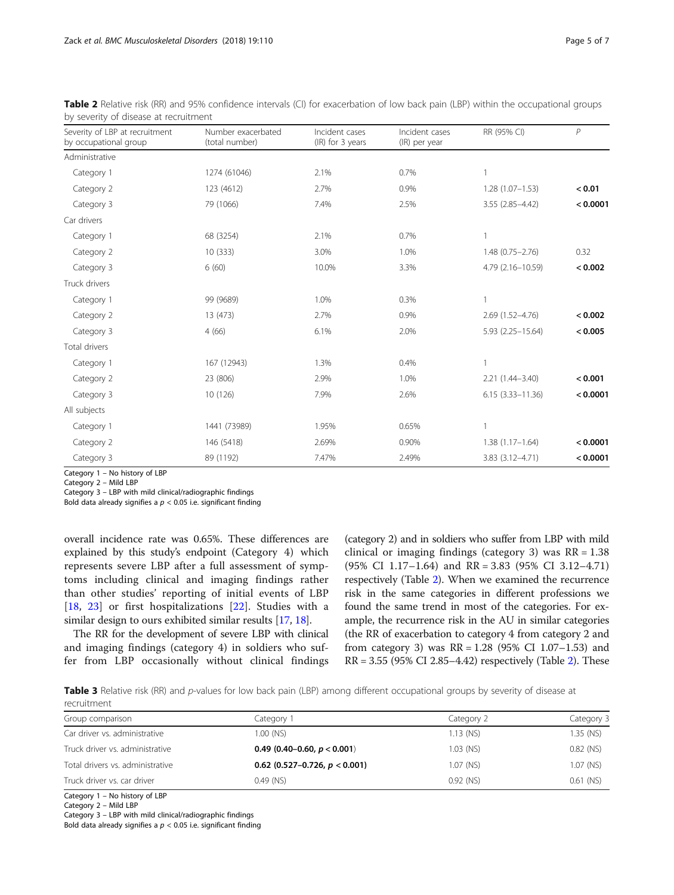**Table 2** Relative risk (RR) and 95% confidence intervals (CI) for exacerbation of low back pain (LBP) within the occupational groups by severity of disease at recruitment

| Severity of LBP at recruitment by occupational group | Number exacerbated (total number) | Incident cases (IR) for 3 years | Incident cases (IR) per year | RR (95% CI) | *P* |
|---|---|---|---|---|---|
| Administrative | | | | | |
| Category 1 | 1274 (61046) | 2.1% | 0.7% | 1 | |
| Category 2 | 123 (4612) | 2.7% | 0.9% | 1.28 (1.07–1.53) | **< 0.01** |
| Category 3 | 79 (1066) | 7.4% | 2.5% | 3.55 (2.85–4.42) | **< 0.0001** |
| Car drivers | | | | | |
| Category 1 | 68 (3254) | 2.1% | 0.7% | 1 | |
| Category 2 | 10 (333) | 3.0% | 1.0% | 1.48 (0.75–2.76) | 0.32 |
| Category 3 | 6 (60) | 10.0% | 3.3% | 4.79 (2.16–10.59) | **< 0.002** |
| Truck drivers | | | | | |
| Category 1 | 99 (9689) | 1.0% | 0.3% | 1 | |
| Category 2 | 13 (473) | 2.7% | 0.9% | 2.69 (1.52–4.76) | **< 0.002** |
| Category 3 | 4 (66) | 6.1% | 2.0% | 5.93 (2.25–15.64) | **< 0.005** |
| Total drivers | | | | | |
| Category 1 | 167 (12943) | 1.3% | 0.4% | 1 | |
| Category 2 | 23 (806) | 2.9% | 1.0% | 2.21 (1.44–3.40) | **< 0.001** |
| Category 3 | 10 (126) | 7.9% | 2.6% | 6.15 (3.33–11.36) | **< 0.0001** |
| All subjects | | | | | |
| Category 1 | 1441 (73989) | 1.95% | 0.65% | 1 | |
| Category 2 | 146 (5418) | 2.69% | 0.90% | 1.38 (1.17–1.64) | **< 0.0001** |
| Category 3 | 89 (1192) | 7.47% | 2.49% | 3.83 (3.12–4.71) | **< 0.0001** |

Category 1 – No history of LBP
Category 2 – Mild LBP
Category 3 – LBP with mild clinical/radiographic findings
Bold data already signifies a $p < 0.05$ i.e. significant finding

overall incidence rate was 0.65%. These differences are explained by this study's endpoint (Category 4) which represents severe LBP after a full assessment of symptoms including clinical and imaging findings rather than other studies' reporting of initial events of LBP [18, 23] or first hospitalizations [22]. Studies with a similar design to ours exhibited similar results [17, 18].

The RR for the development of severe LBP with clinical and imaging findings (category 4) in soldiers who suffer from LBP occasionally without clinical findings (category 2) and in soldiers who suffer from LBP with mild clinical or imaging findings (category 3) was RR = 1.38 (95% CI 1.17–1.64) and RR = 3.83 (95% CI 3.12–4.71) respectively (Table 2). When we examined the recurrence risk in the same categories in different professions we found the same trend in most of the categories. For example, the recurrence risk in the AU in similar categories (the RR of exacerbation to category 4 from category 2 and from category 3) was RR = 1.28 (95% CI 1.07–1.53) and RR = 3.55 (95% CI 2.85–4.42) respectively (Table 2). These

**Table 3** Relative risk (RR) and *p*-values for low back pain (LBP) among different occupational groups by severity of disease at recruitment

| Group comparison | Category 1 | Category 2 | Category 3 |
|---|---|---|---|
| Car driver vs. administrative | 1.00 (NS) | 1.13 (NS) | 1.35 (NS) |
| Truck driver vs. administrative | **0.49 (0.40–0.60, $p < 0.001$)** | 1.03 (NS) | 0.82 (NS) |
| Total drivers vs. administrative | **0.62 (0.527–0.726, $p < 0.001$)** | 1.07 (NS) | 1.07 (NS) |
| Truck driver vs. car driver | 0.49 (NS) | 0.92 (NS) | 0.61 (NS) |

Category 1 – No history of LBP
Category 2 – Mild LBP
Category 3 – LBP with mild clinical/radiographic findings
Bold data already signifies a $p < 0.05$ i.e. significant finding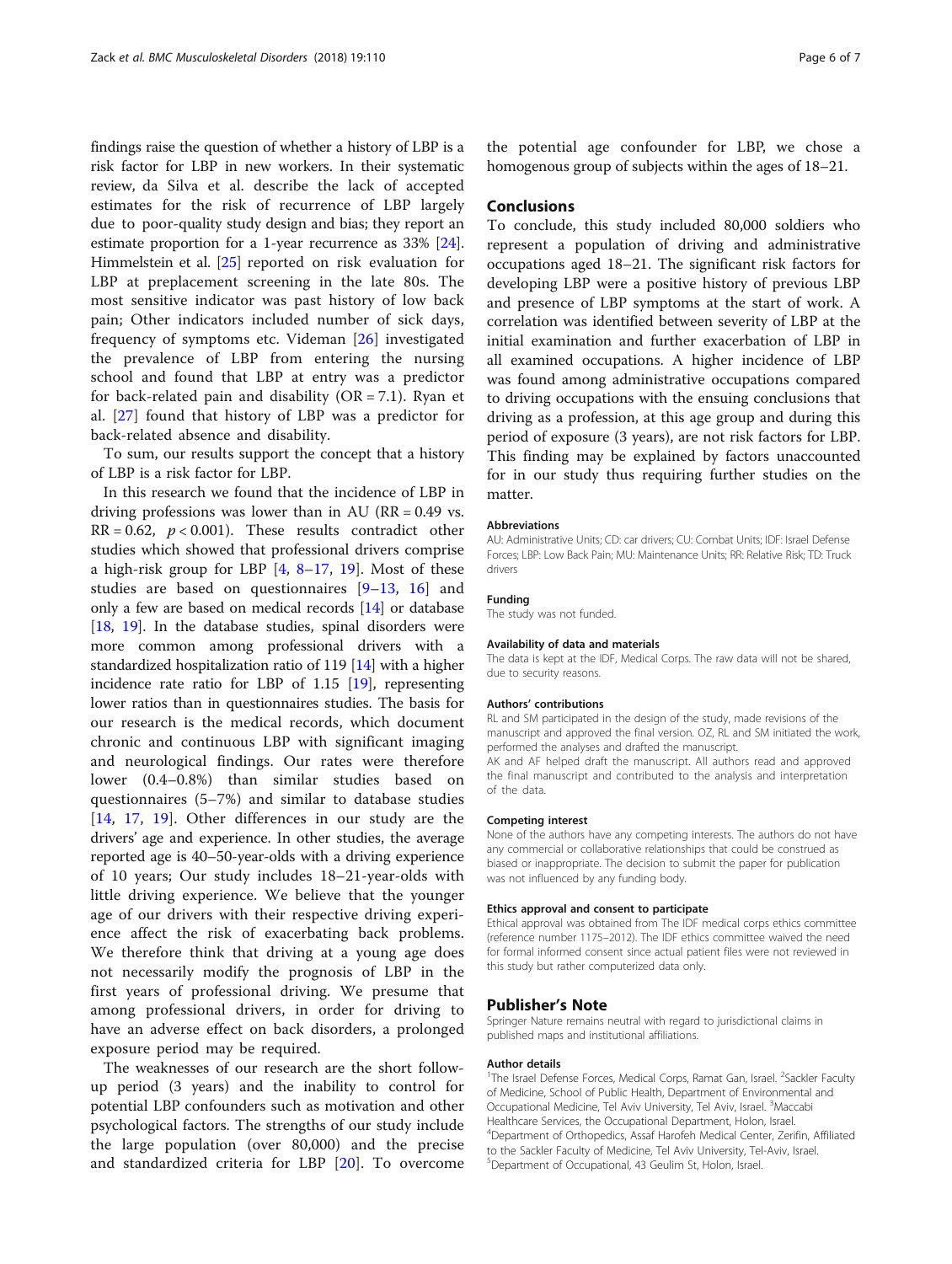findings raise the question of whether a history of LBP is a risk factor for LBP in new workers. In their systematic review, da Silva et al. describe the lack of accepted estimates for the risk of recurrence of LBP largely due to poor-quality study design and bias; they report an estimate proportion for a 1-year recurrence as 33% [24]. Himmelstein et al. [25] reported on risk evaluation for LBP at preplacement screening in the late 80s. The most sensitive indicator was past history of low back pain; Other indicators included number of sick days, frequency of symptoms etc. Videman [26] investigated the prevalence of LBP from entering the nursing school and found that LBP at entry was a predictor for back-related pain and disability (OR = 7.1). Ryan et al. [27] found that history of LBP was a predictor for back-related absence and disability.

To sum, our results support the concept that a history of LBP is a risk factor for LBP.

In this research we found that the incidence of LBP in driving professions was lower than in AU (RR = 0.49 vs. RR = 0.62, $p < 0.001$). These results contradict other studies which showed that professional drivers comprise a high-risk group for LBP [4, 8–17, 19]. Most of these studies are based on questionnaires [9–13, 16] and only a few are based on medical records [14] or database [18, 19]. In the database studies, spinal disorders were more common among professional drivers with a standardized hospitalization ratio of 119 [14] with a higher incidence rate ratio for LBP of 1.15 [19], representing lower ratios than in questionnaires studies. The basis for our research is the medical records, which document chronic and continuous LBP with significant imaging and neurological findings. Our rates were therefore lower (0.4–0.8%) than similar studies based on questionnaires (5–7%) and similar to database studies [14, 17, 19]. Other differences in our study are the drivers' age and experience. In other studies, the average reported age is 40–50-year-olds with a driving experience of 10 years; Our study includes 18–21-year-olds with little driving experience. We believe that the younger age of our drivers with their respective driving experience affect the risk of exacerbating back problems. We therefore think that driving at a young age does not necessarily modify the prognosis of LBP in the first years of professional driving. We presume that among professional drivers, in order for driving to have an adverse effect on back disorders, a prolonged exposure period may be required.

The weaknesses of our research are the short follow-up period (3 years) and the inability to control for potential LBP confounders such as motivation and other psychological factors. The strengths of our study include the large population (over 80,000) and the precise and standardized criteria for LBP [20]. To overcome the potential age confounder for LBP, we chose a homogenous group of subjects within the ages of 18–21.

## Conclusions

To conclude, this study included 80,000 soldiers who represent a population of driving and administrative occupations aged 18–21. The significant risk factors for developing LBP were a positive history of previous LBP and presence of LBP symptoms at the start of work. A correlation was identified between severity of LBP at the initial examination and further exacerbation of LBP in all examined occupations. A higher incidence of LBP was found among administrative occupations compared to driving occupations with the ensuing conclusions that driving as a profession, at this age group and during this period of exposure (3 years), are not risk factors for LBP. This finding may be explained by factors unaccounted for in our study thus requiring further studies on the matter.

### Abbreviations

AU: Administrative Units; CD: car drivers; CU: Combat Units; IDF: Israel Defense Forces; LBP: Low Back Pain; MU: Maintenance Units; RR: Relative Risk; TD: Truck drivers

### Funding

The study was not funded.

### Availability of data and materials

The data is kept at the IDF, Medical Corps. The raw data will not be shared, due to security reasons.

### Authors' contributions

RL and SM participated in the design of the study, made revisions of the manuscript and approved the final version. OZ, RL and SM initiated the work, performed the analyses and drafted the manuscript.
AK and AF helped draft the manuscript. All authors read and approved the final manuscript and contributed to the analysis and interpretation of the data.

### Competing interest

None of the authors have any competing interests. The authors do not have any commercial or collaborative relationships that could be construed as biased or inappropriate. The decision to submit the paper for publication was not influenced by any funding body.

### Ethics approval and consent to participate

Ethical approval was obtained from The IDF medical corps ethics committee (reference number 1175–2012). The IDF ethics committee waived the need for formal informed consent since actual patient files were not reviewed in this study but rather computerized data only.

## Publisher's Note

Springer Nature remains neutral with regard to jurisdictional claims in published maps and institutional affiliations.

### Author details

[1]The Israel Defense Forces, Medical Corps, Ramat Gan, Israel. [2]Sackler Faculty of Medicine, School of Public Health, Department of Environmental and Occupational Medicine, Tel Aviv University, Tel Aviv, Israel. [3]Maccabi Healthcare Services, the Occupational Department, Holon, Israel. [4]Department of Orthopedics, Assaf Harofeh Medical Center, Zerifin, Affiliated to the Sackler Faculty of Medicine, Tel Aviv University, Tel-Aviv, Israel. [5]Department of Occupational, 43 Geulim St, Holon, Israel.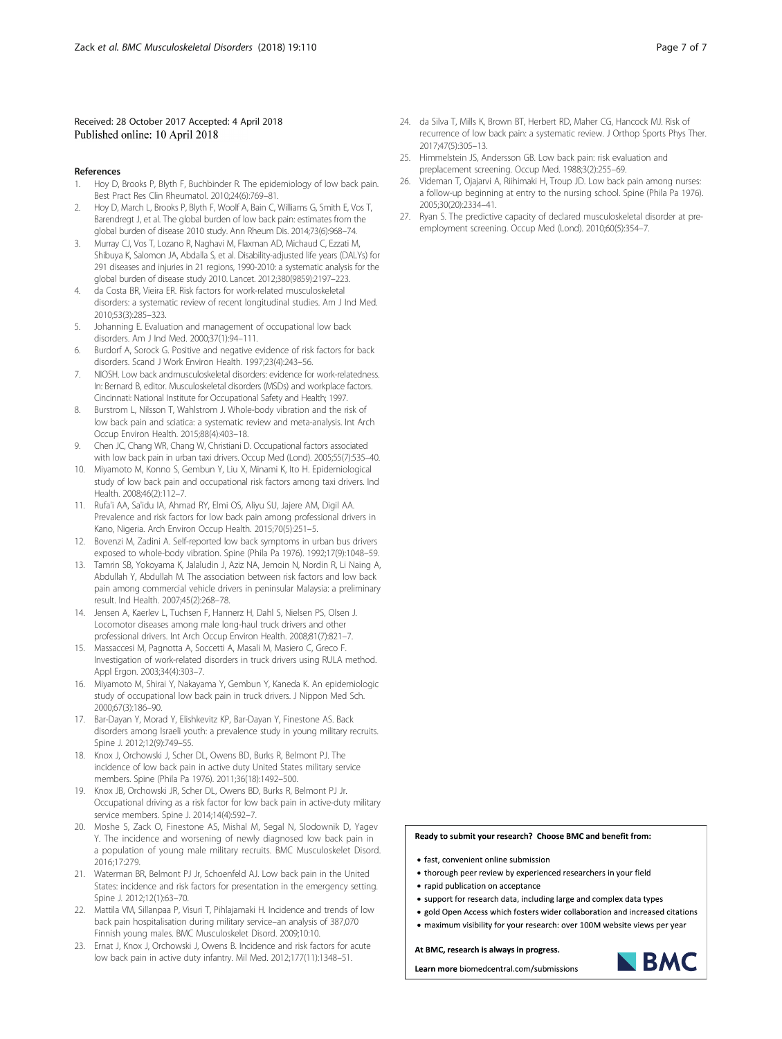Received: 28 October 2017 Accepted: 4 April 2018
Published online: 10 April 2018

## References

1. Hoy D, Brooks P, Blyth F, Buchbinder R. The epidemiology of low back pain. Best Pract Res Clin Rheumatol. 2010;24(6):769–81.
2. Hoy D, March L, Brooks P, Blyth F, Woolf A, Bain C, Williams G, Smith E, Vos T, Barendregt J, et al. The global burden of low back pain: estimates from the global burden of disease 2010 study. Ann Rheum Dis. 2014;73(6):968–74.
3. Murray CJ, Vos T, Lozano R, Naghavi M, Flaxman AD, Michaud C, Ezzati M, Shibuya K, Salomon JA, Abdalla S, et al. Disability-adjusted life years (DALYs) for 291 diseases and injuries in 21 regions, 1990-2010: a systematic analysis for the global burden of disease study 2010. Lancet. 2012;380(9859):2197–223.
4. da Costa BR, Vieira ER. Risk factors for work-related musculoskeletal disorders: a systematic review of recent longitudinal studies. Am J Ind Med. 2010;53(3):285–323.
5. Johanning E. Evaluation and management of occupational low back disorders. Am J Ind Med. 2000;37(1):94–111.
6. Burdorf A, Sorock G. Positive and negative evidence of risk factors for back disorders. Scand J Work Environ Health. 1997;23(4):243–56.
7. NIOSH. Low back andmusculoskeletal disorders: evidence for work-relatedness. In: Bernard B, editor. Musculoskeletal disorders (MSDs) and workplace factors. Cincinnati: National Institute for Occupational Safety and Health; 1997.
8. Burstrom L, Nilsson T, Wahlstrom J. Whole-body vibration and the risk of low back pain and sciatica: a systematic review and meta-analysis. Int Arch Occup Environ Health. 2015;88(4):403–18.
9. Chen JC, Chang WR, Chang W, Christiani D. Occupational factors associated with low back pain in urban taxi drivers. Occup Med (Lond). 2005;55(7):535–40.
10. Miyamoto M, Konno S, Gembun Y, Liu X, Minami K, Ito H. Epidemiological study of low back pain and occupational risk factors among taxi drivers. Ind Health. 2008;46(2):112–7.
11. Rufa'i AA, Sa'idu IA, Ahmad RY, Elmi OS, Aliyu SU, Jajere AM, Digil AA. Prevalence and risk factors for low back pain among professional drivers in Kano, Nigeria. Arch Environ Occup Health. 2015;70(5):251–5.
12. Bovenzi M, Zadini A. Self-reported low back symptoms in urban bus drivers exposed to whole-body vibration. Spine (Phila Pa 1976). 1992;17(9):1048–59.
13. Tamrin SB, Yokoyama K, Jalaludin J, Aziz NA, Jemoin N, Nordin R, Li Naing A, Abdullah Y, Abdullah M. The association between risk factors and low back pain among commercial vehicle drivers in peninsular Malaysia: a preliminary result. Ind Health. 2007;45(2):268–78.
14. Jensen A, Kaerlev L, Tuchsen F, Hannerz H, Dahl S, Nielsen PS, Olsen J. Locomotor diseases among male long-haul truck drivers and other professional drivers. Int Arch Occup Environ Health. 2008;81(7):821–7.
15. Massaccesi M, Pagnotta A, Soccetti A, Masali M, Masiero C, Greco F. Investigation of work-related disorders in truck drivers using RULA method. Appl Ergon. 2003;34(4):303–7.
16. Miyamoto M, Shirai Y, Nakayama Y, Gembun Y, Kaneda K. An epidemiologic study of occupational low back pain in truck drivers. J Nippon Med Sch. 2000;67(3):186–90.
17. Bar-Dayan Y, Morad Y, Elishkevitz KP, Bar-Dayan Y, Finestone AS. Back disorders among Israeli youth: a prevalence study in young military recruits. Spine J. 2012;12(9):749–55.
18. Knox J, Orchowski J, Scher DL, Owens BD, Burks R, Belmont PJ. The incidence of low back pain in active duty United States military service members. Spine (Phila Pa 1976). 2011;36(18):1492–500.
19. Knox JB, Orchowski JR, Scher DL, Owens BD, Burks R, Belmont PJ Jr. Occupational driving as a risk factor for low back pain in active-duty military service members. Spine J. 2014;14(4):592–7.
20. Moshe S, Zack O, Finestone AS, Mishal M, Segal N, Slodownik D, Yagev Y. The incidence and worsening of newly diagnosed low back pain in a population of young male military recruits. BMC Musculoskelet Disord. 2016;17:279.
21. Waterman BR, Belmont PJ Jr, Schoenfeld AJ. Low back pain in the United States: incidence and risk factors for presentation in the emergency setting. Spine J. 2012;12(1):63–70.
22. Mattila VM, Sillanpaa P, Visuri T, Pihlajamaki H. Incidence and trends of low back pain hospitalisation during military service–an analysis of 387,070 Finnish young males. BMC Musculoskelet Disord. 2009;10:10.
23. Ernat J, Knox J, Orchowski J, Owens B. Incidence and risk factors for acute low back pain in active duty infantry. Mil Med. 2012;177(11):1348–51.
24. da Silva T, Mills K, Brown BT, Herbert RD, Maher CG, Hancock MJ. Risk of recurrence of low back pain: a systematic review. J Orthop Sports Phys Ther. 2017;47(5):305–13.
25. Himmelstein JS, Andersson GB. Low back pain: risk evaluation and preplacement screening. Occup Med. 1988;3(2):255–69.
26. Videman T, Ojajarvi A, Riihimaki H, Troup JD. Low back pain among nurses: a follow-up beginning at entry to the nursing school. Spine (Phila Pa 1976). 2005;30(20):2334–41.
27. Ryan S. The predictive capacity of declared musculoskeletal disorder at pre-employment screening. Occup Med (Lond). 2010;60(5):354–7.

**Ready to submit your research? Choose BMC and benefit from:**

- fast, convenient online submission
- thorough peer review by experienced researchers in your field
- rapid publication on acceptance
- support for research data, including large and complex data types
- gold Open Access which fosters wider collaboration and increased citations
- maximum visibility for your research: over 100M website views per year

**At BMC, research is always in progress.**

**Learn more** biomedcentral.com/submissions

BMC